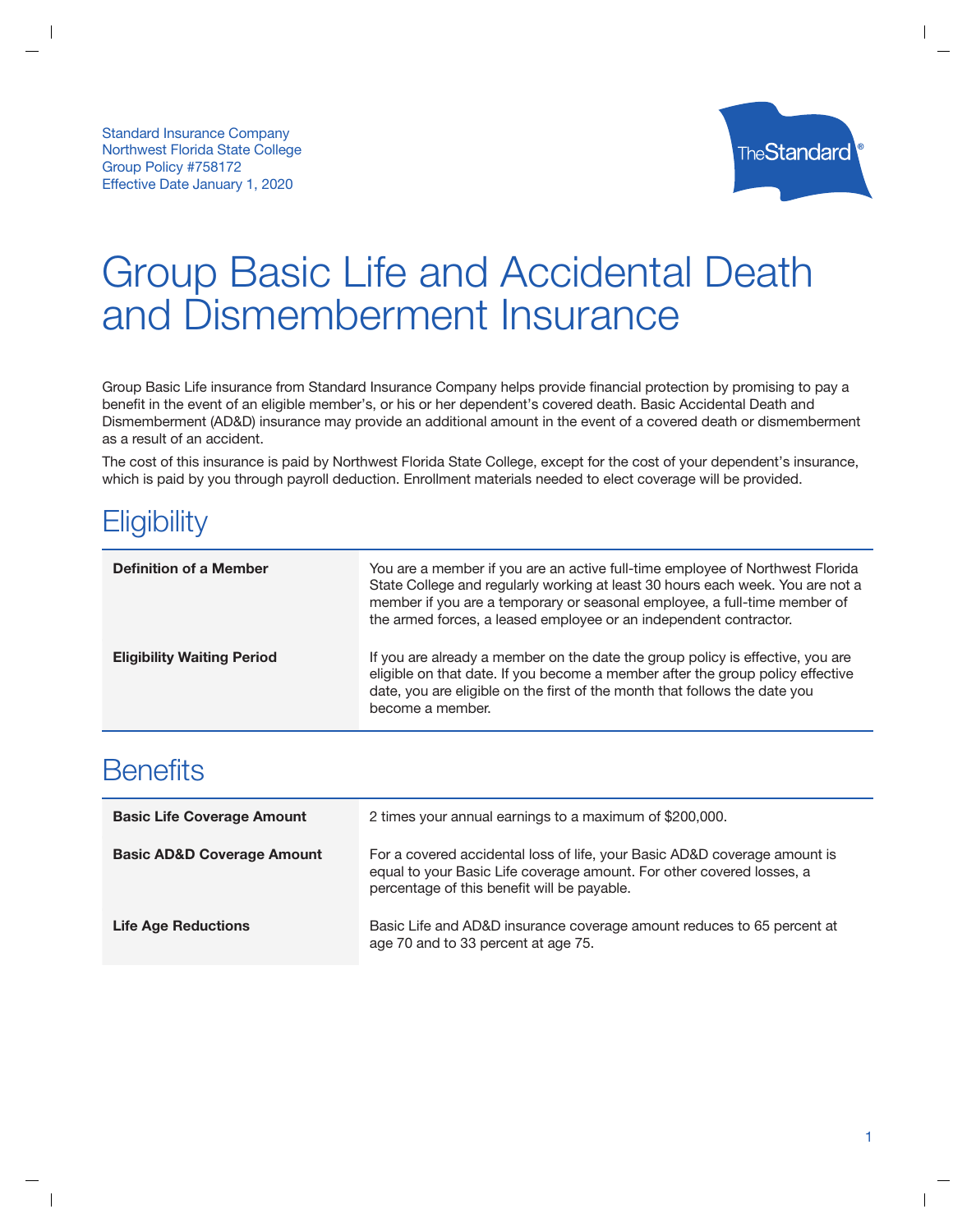Standard Insurance Company
Northwest Florida State College
Group Policy #758172
Effective Date January 1, 2020

# Group Basic Life and Accidental Death and Dismemberment Insurance

Group Basic Life insurance from Standard Insurance Company helps provide financial protection by promising to pay a benefit in the event of an eligible member's, or his or her dependent's covered death. Basic Accidental Death and Dismemberment (AD&D) insurance may provide an additional amount in the event of a covered death or dismemberment as a result of an accident.

The cost of this insurance is paid by Northwest Florida State College, except for the cost of your dependent's insurance, which is paid by you through payroll deduction. Enrollment materials needed to elect coverage will be provided.

## Eligibility

| | |
|---|---|
| **Definition of a Member** | You are a member if you are an active full-time employee of Northwest Florida State College and regularly working at least 30 hours each week. You are not a member if you are a temporary or seasonal employee, a full-time member of the armed forces, a leased employee or an independent contractor. |
| **Eligibility Waiting Period** | If you are already a member on the date the group policy is effective, you are eligible on that date. If you become a member after the group policy effective date, you are eligible on the first of the month that follows the date you become a member. |

## Benefits

| | |
|---|---|
| **Basic Life Coverage Amount** | 2 times your annual earnings to a maximum of $200,000. |
| **Basic AD&D Coverage Amount** | For a covered accidental loss of life, your Basic AD&D coverage amount is equal to your Basic Life coverage amount. For other covered losses, a percentage of this benefit will be payable. |
| **Life Age Reductions** | Basic Life and AD&D insurance coverage amount reduces to 65 percent at age 70 and to 33 percent at age 75. |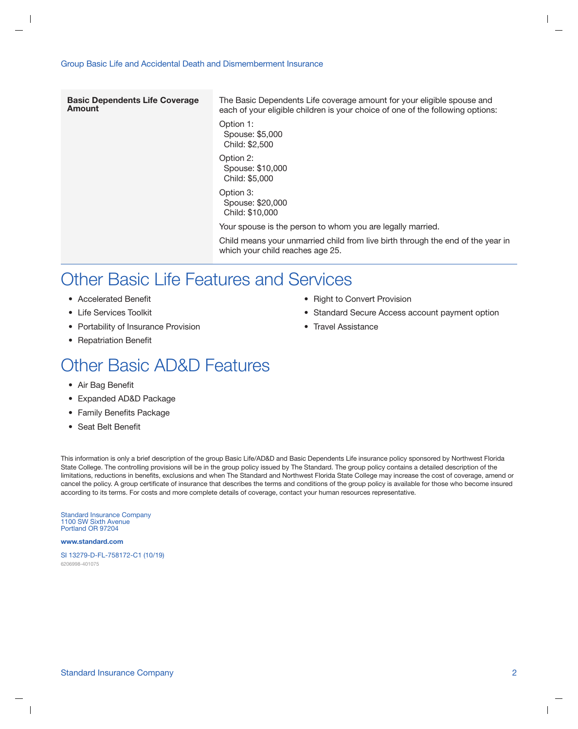| | |
|---|---|
| **Basic Dependents Life Coverage Amount** | The Basic Dependents Life coverage amount for your eligible spouse and each of your eligible children is your choice of one of the following options:<br>Option 1:<br>Spouse: $5,000<br>Child: $2,500<br>Option 2:<br>Spouse: $10,000<br>Child: $5,000<br>Option 3:<br>Spouse: $20,000<br>Child: $10,000<br>Your spouse is the person to whom you are legally married.<br>Child means your unmarried child from live birth through the end of the year in which your child reaches age 25. |

# Other Basic Life Features and Services

- Accelerated Benefit
- Life Services Toolkit
- Portability of Insurance Provision
- Repatriation Benefit
- Right to Convert Provision
- Standard Secure Access account payment option
- Travel Assistance

# Other Basic AD&D Features

- Air Bag Benefit
- Expanded AD&D Package
- Family Benefits Package
- Seat Belt Benefit

This information is only a brief description of the group Basic Life/AD&D and Basic Dependents Life insurance policy sponsored by Northwest Florida State College. The controlling provisions will be in the group policy issued by The Standard. The group policy contains a detailed description of the limitations, reductions in benefits, exclusions and when The Standard and Northwest Florida State College may increase the cost of coverage, amend or cancel the policy. A group certificate of insurance that describes the terms and conditions of the group policy is available for those who become insured according to its terms. For costs and more complete details of coverage, contact your human resources representative.

Standard Insurance Company
1100 SW Sixth Avenue
Portland OR 97204

**www.standard.com**

SI 13279-D-FL-758172-C1 (10/19)
6206998-401075